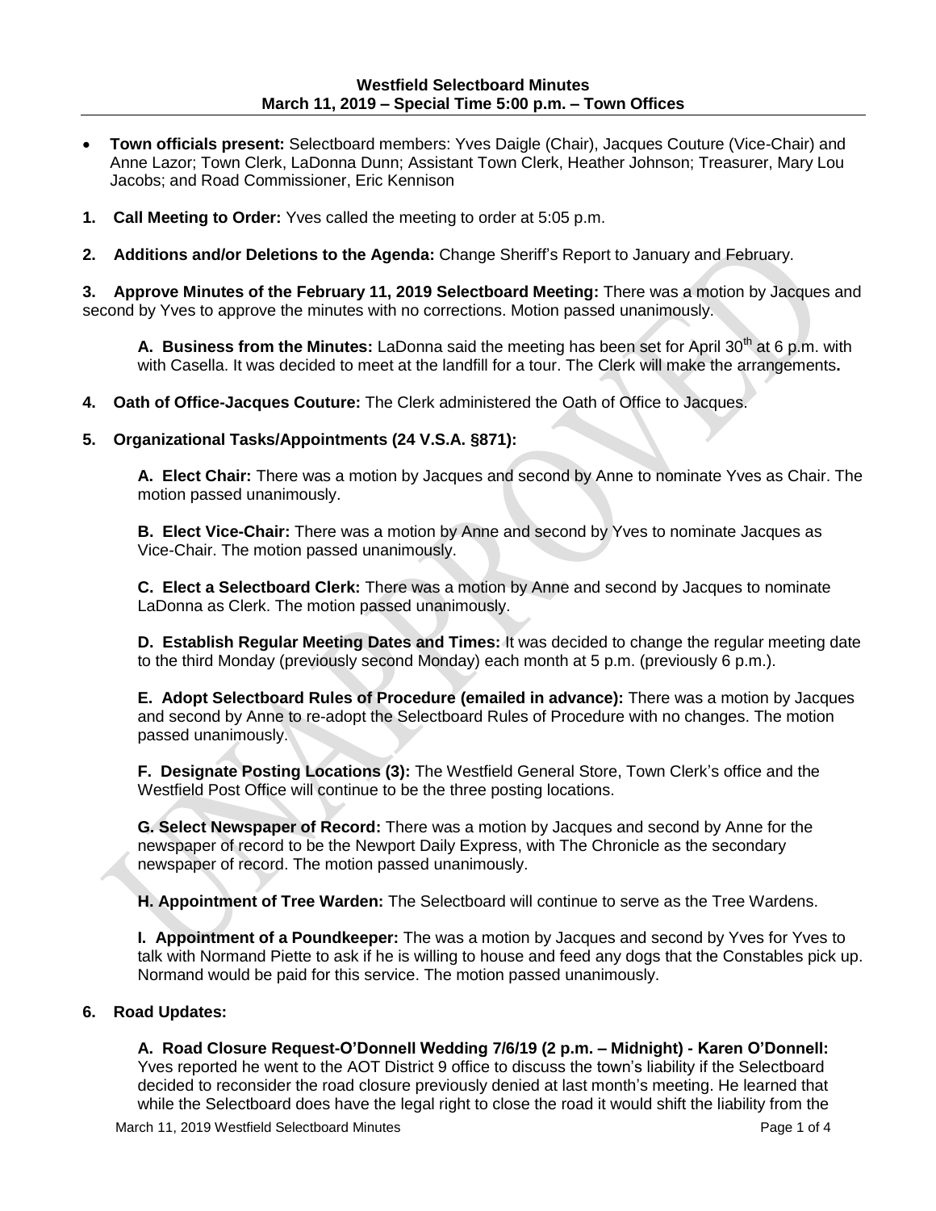**Westfield Selectboard Minutes**
**March 11, 2019 – Special Time 5:00 p.m. – Town Offices**

- **Town officials present:** Selectboard members: Yves Daigle (Chair), Jacques Couture (Vice-Chair) and Anne Lazor; Town Clerk, LaDonna Dunn; Assistant Town Clerk, Heather Johnson; Treasurer, Mary Lou Jacobs; and Road Commissioner, Eric Kennison

**1. Call Meeting to Order:** Yves called the meeting to order at 5:05 p.m.

**2. Additions and/or Deletions to the Agenda:** Change Sheriff's Report to January and February.

**3. Approve Minutes of the February 11, 2019 Selectboard Meeting:** There was a motion by Jacques and second by Yves to approve the minutes with no corrections. Motion passed unanimously.

> **A. Business from the Minutes:** LaDonna said the meeting has been set for April 30th at 6 p.m. with with Casella. It was decided to meet at the landfill for a tour. The Clerk will make the arrangements**.**

**4. Oath of Office-Jacques Couture:** The Clerk administered the Oath of Office to Jacques.

**5. Organizational Tasks/Appointments (24 V.S.A. §871):**

> **A. Elect Chair:** There was a motion by Jacques and second by Anne to nominate Yves as Chair. The motion passed unanimously.
>
> **B. Elect Vice-Chair:** There was a motion by Anne and second by Yves to nominate Jacques as Vice-Chair. The motion passed unanimously.
>
> **C. Elect a Selectboard Clerk:** There was a motion by Anne and second by Jacques to nominate LaDonna as Clerk. The motion passed unanimously.
>
> **D. Establish Regular Meeting Dates and Times:** It was decided to change the regular meeting date to the third Monday (previously second Monday) each month at 5 p.m. (previously 6 p.m.).
>
> **E. Adopt Selectboard Rules of Procedure (emailed in advance):** There was a motion by Jacques and second by Anne to re-adopt the Selectboard Rules of Procedure with no changes. The motion passed unanimously.
>
> **F. Designate Posting Locations (3):** The Westfield General Store, Town Clerk's office and the Westfield Post Office will continue to be the three posting locations.
>
> **G. Select Newspaper of Record:** There was a motion by Jacques and second by Anne for the newspaper of record to be the Newport Daily Express, with The Chronicle as the secondary newspaper of record. The motion passed unanimously.
>
> **H. Appointment of Tree Warden:** The Selectboard will continue to serve as the Tree Wardens.
>
> **I. Appointment of a Poundkeeper:** The was a motion by Jacques and second by Yves for Yves to talk with Normand Piette to ask if he is willing to house and feed any dogs that the Constables pick up. Normand would be paid for this service. The motion passed unanimously.

**6. Road Updates:**

> **A. Road Closure Request-O'Donnell Wedding 7/6/19 (2 p.m. – Midnight) - Karen O'Donnell:** Yves reported he went to the AOT District 9 office to discuss the town's liability if the Selectboard decided to reconsider the road closure previously denied at last month's meeting. He learned that while the Selectboard does have the legal right to close the road it would shift the liability from the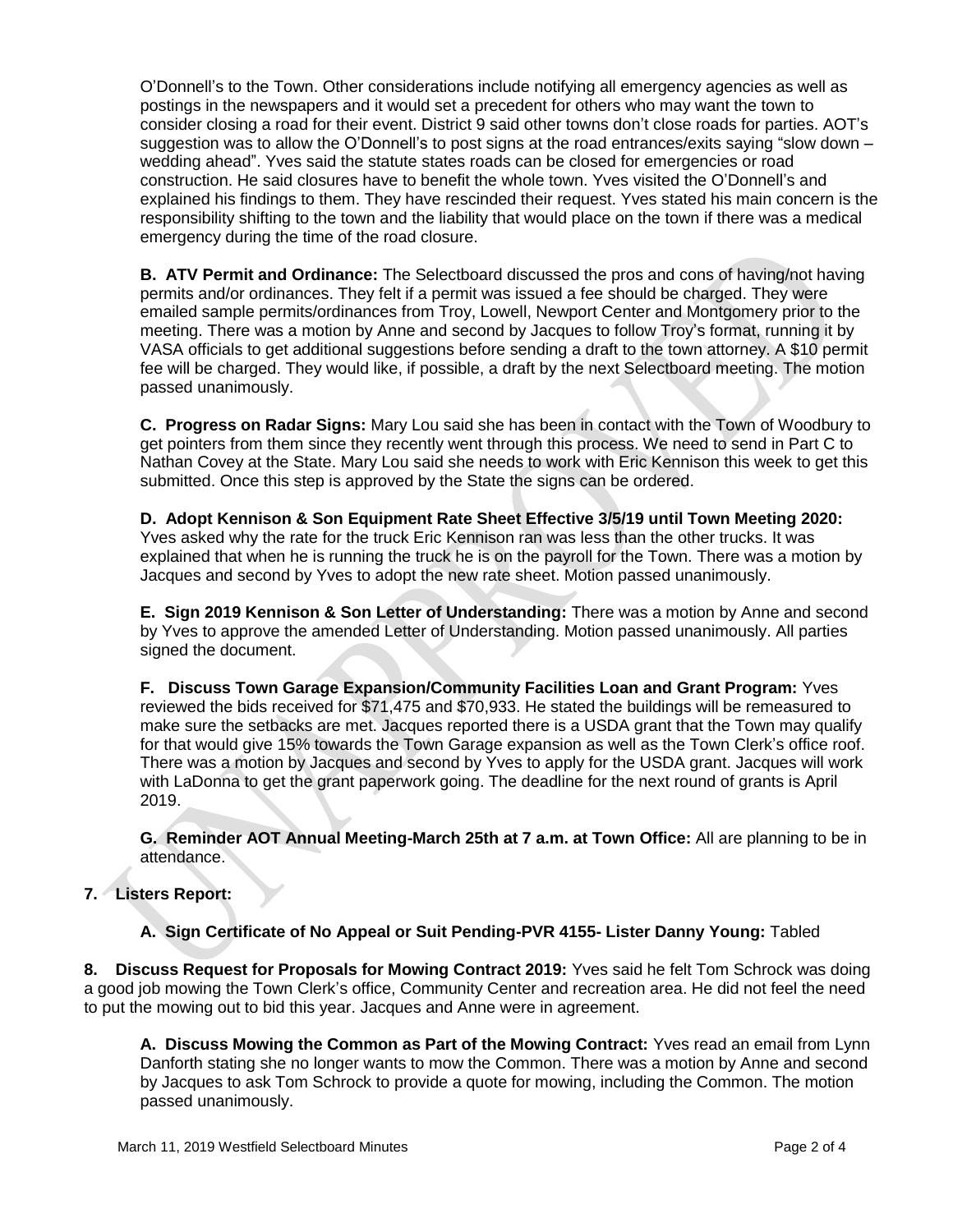O'Donnell's to the Town. Other considerations include notifying all emergency agencies as well as postings in the newspapers and it would set a precedent for others who may want the town to consider closing a road for their event. District 9 said other towns don't close roads for parties. AOT's suggestion was to allow the O'Donnell's to post signs at the road entrances/exits saying "slow down – wedding ahead". Yves said the statute states roads can be closed for emergencies or road construction. He said closures have to benefit the whole town. Yves visited the O'Donnell's and explained his findings to them. They have rescinded their request. Yves stated his main concern is the responsibility shifting to the town and the liability that would place on the town if there was a medical emergency during the time of the road closure.

**B. ATV Permit and Ordinance:** The Selectboard discussed the pros and cons of having/not having permits and/or ordinances. They felt if a permit was issued a fee should be charged. They were emailed sample permits/ordinances from Troy, Lowell, Newport Center and Montgomery prior to the meeting. There was a motion by Anne and second by Jacques to follow Troy's format, running it by VASA officials to get additional suggestions before sending a draft to the town attorney. A $10 permit fee will be charged. They would like, if possible, a draft by the next Selectboard meeting. The motion passed unanimously.

**C. Progress on Radar Signs:** Mary Lou said she has been in contact with the Town of Woodbury to get pointers from them since they recently went through this process. We need to send in Part C to Nathan Covey at the State. Mary Lou said she needs to work with Eric Kennison this week to get this submitted. Once this step is approved by the State the signs can be ordered.

**D. Adopt Kennison & Son Equipment Rate Sheet Effective 3/5/19 until Town Meeting 2020:** Yves asked why the rate for the truck Eric Kennison ran was less than the other trucks. It was explained that when he is running the truck he is on the payroll for the Town. There was a motion by Jacques and second by Yves to adopt the new rate sheet. Motion passed unanimously.

**E. Sign 2019 Kennison & Son Letter of Understanding:** There was a motion by Anne and second by Yves to approve the amended Letter of Understanding. Motion passed unanimously. All parties signed the document.

**F. Discuss Town Garage Expansion/Community Facilities Loan and Grant Program:** Yves reviewed the bids received for $71,475 and $70,933. He stated the buildings will be remeasured to make sure the setbacks are met. Jacques reported there is a USDA grant that the Town may qualify for that would give 15% towards the Town Garage expansion as well as the Town Clerk's office roof. There was a motion by Jacques and second by Yves to apply for the USDA grant. Jacques will work with LaDonna to get the grant paperwork going. The deadline for the next round of grants is April 2019.

**G. Reminder AOT Annual Meeting-March 25th at 7 a.m. at Town Office:** All are planning to be in attendance.

**7. Listers Report:**

**A. Sign Certificate of No Appeal or Suit Pending-PVR 4155- Lister Danny Young:** Tabled

**8. Discuss Request for Proposals for Mowing Contract 2019:** Yves said he felt Tom Schrock was doing a good job mowing the Town Clerk's office, Community Center and recreation area. He did not feel the need to put the mowing out to bid this year. Jacques and Anne were in agreement.

**A. Discuss Mowing the Common as Part of the Mowing Contract:** Yves read an email from Lynn Danforth stating she no longer wants to mow the Common. There was a motion by Anne and second by Jacques to ask Tom Schrock to provide a quote for mowing, including the Common. The motion passed unanimously.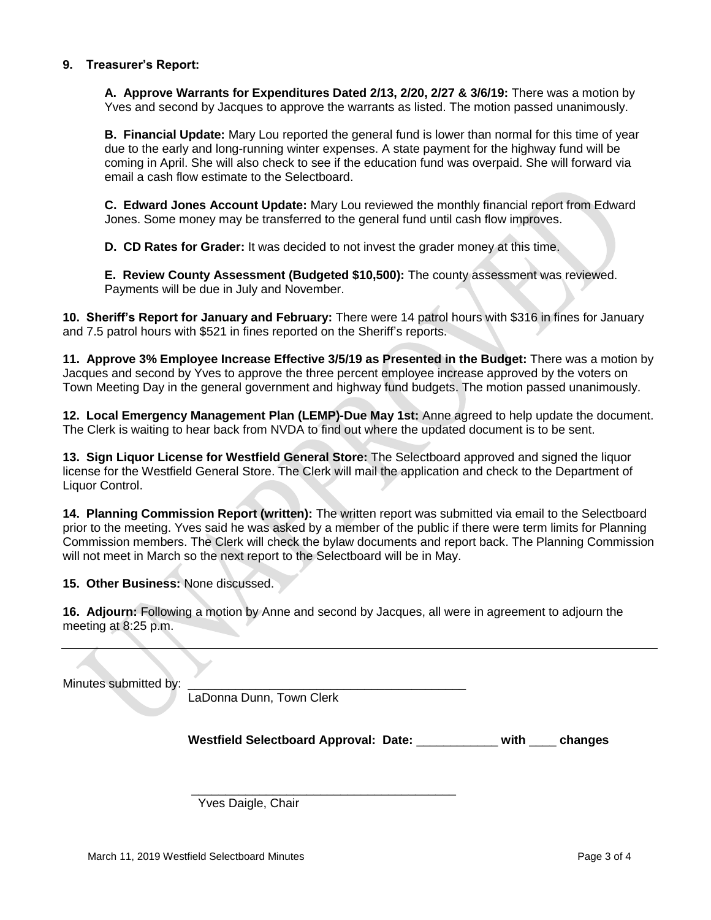**9. Treasurer's Report:**

**A. Approve Warrants for Expenditures Dated 2/13, 2/20, 2/27 & 3/6/19:** There was a motion by Yves and second by Jacques to approve the warrants as listed. The motion passed unanimously.

**B. Financial Update:** Mary Lou reported the general fund is lower than normal for this time of year due to the early and long-running winter expenses. A state payment for the highway fund will be coming in April. She will also check to see if the education fund was overpaid. She will forward via email a cash flow estimate to the Selectboard.

**C. Edward Jones Account Update:** Mary Lou reviewed the monthly financial report from Edward Jones. Some money may be transferred to the general fund until cash flow improves.

**D. CD Rates for Grader:** It was decided to not invest the grader money at this time.

**E. Review County Assessment (Budgeted $10,500):** The county assessment was reviewed. Payments will be due in July and November.

**10. Sheriff's Report for January and February:** There were 14 patrol hours with $316 in fines for January and 7.5 patrol hours with $521 in fines reported on the Sheriff's reports.

**11. Approve 3% Employee Increase Effective 3/5/19 as Presented in the Budget:** There was a motion by Jacques and second by Yves to approve the three percent employee increase approved by the voters on Town Meeting Day in the general government and highway fund budgets. The motion passed unanimously.

**12. Local Emergency Management Plan (LEMP)-Due May 1st:** Anne agreed to help update the document. The Clerk is waiting to hear back from NVDA to find out where the updated document is to be sent.

**13. Sign Liquor License for Westfield General Store:** The Selectboard approved and signed the liquor license for the Westfield General Store. The Clerk will mail the application and check to the Department of Liquor Control.

**14. Planning Commission Report (written):** The written report was submitted via email to the Selectboard prior to the meeting. Yves said he was asked by a member of the public if there were term limits for Planning Commission members. The Clerk will check the bylaw documents and report back. The Planning Commission will not meet in March so the next report to the Selectboard will be in May.

**15. Other Business:** None discussed.

**16. Adjourn:** Following a motion by Anne and second by Jacques, all were in agreement to adjourn the meeting at 8:25 p.m.

---

Minutes submitted by: \_\_\_\_\_\_\_\_\_\_\_\_\_\_\_\_\_\_\_\_\_\_\_\_\_\_\_\_\_\_\_\_\_\_\_\_\_\_\_\_
LaDonna Dunn, Town Clerk

**Westfield Selectboard Approval: Date:** \_\_\_\_\_\_\_\_\_\_\_\_ **with** \_\_\_\_ **changes**

\_\_\_\_\_\_\_\_\_\_\_\_\_\_\_\_\_\_\_\_\_\_\_\_\_\_\_\_\_\_\_\_\_\_\_\_\_\_\_\_
Yves Daigle, Chair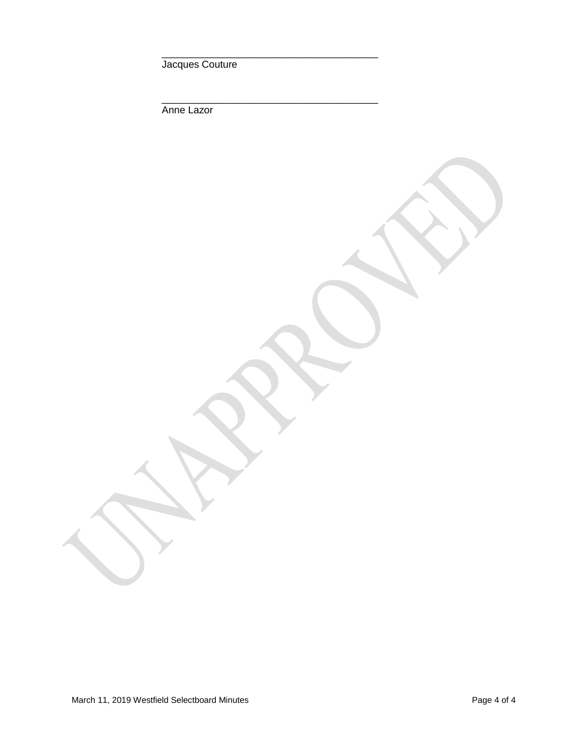\_\_\_\_\_\_\_\_\_\_\_\_\_\_\_\_\_\_\_\_\_\_\_\_\_\_\_\_\_\_\_\_\_\_\_\_\_\_\_

Jacques Couture

\_\_\_\_\_\_\_\_\_\_\_\_\_\_\_\_\_\_\_\_\_\_\_\_\_\_\_\_\_\_\_\_\_\_\_\_\_\_\_

Anne Lazor

UNAPPROVED